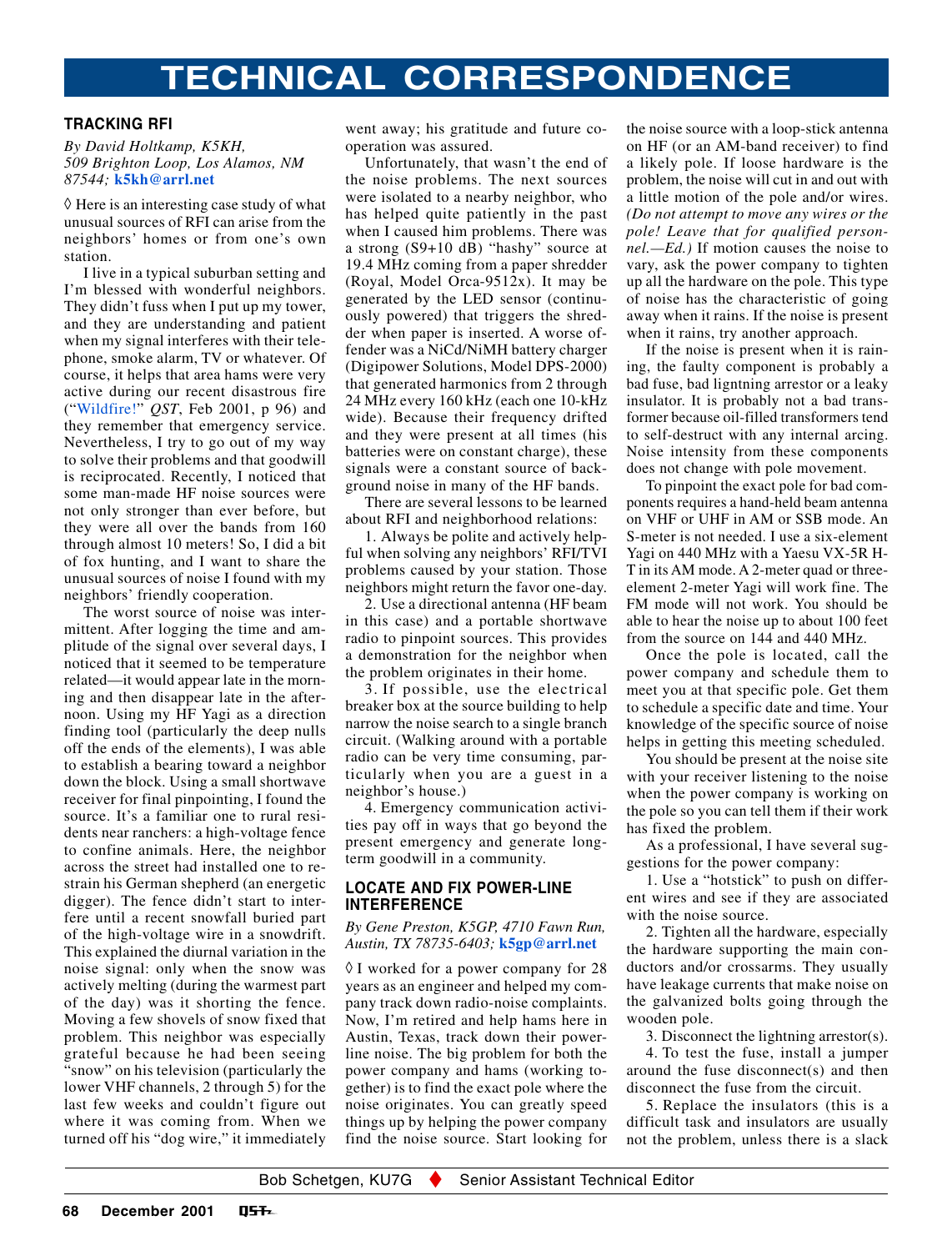# TECHNICAL CORRESPONDENCE

## TRACKING RFI

*By David Holtkamp, K5KH, 509 Brighton Loop, Los Alamos, NM 87544;* **k5kh@arrl.net**

◊ Here is an interesting case study of what unusual sources of RFI can arise from the neighbors' homes or from one's own station.

I live in a typical suburban setting and I'm blessed with wonderful neighbors. They didn't fuss when I put up my tower, and they are understanding and patient when my signal interferes with their telephone, smoke alarm, TV or whatever. Of course, it helps that area hams were very active during our recent disastrous fire ("Wildfire!" *QST*, Feb 2001, p 96) and they remember that emergency service. Nevertheless, I try to go out of my way to solve their problems and that goodwill is reciprocated. Recently, I noticed that some man-made HF noise sources were not only stronger than ever before, but they were all over the bands from 160 through almost 10 meters! So, I did a bit of fox hunting, and I want to share the unusual sources of noise I found with my neighbors' friendly cooperation.

The worst source of noise was intermittent. After logging the time and amplitude of the signal over several days, I noticed that it seemed to be temperature related—it would appear late in the morning and then disappear late in the afternoon. Using my HF Yagi as a direction finding tool (particularly the deep nulls off the ends of the elements), I was able to establish a bearing toward a neighbor down the block. Using a small shortwave receiver for final pinpointing, I found the source. It's a familiar one to rural residents near ranchers: a high-voltage fence to confine animals. Here, the neighbor across the street had installed one to restrain his German shepherd (an energetic digger). The fence didn't start to interfere until a recent snowfall buried part of the high-voltage wire in a snowdrift. This explained the diurnal variation in the noise signal: only when the snow was actively melting (during the warmest part of the day) was it shorting the fence. Moving a few shovels of snow fixed that problem. This neighbor was especially grateful because he had been seeing "snow" on his television (particularly the lower VHF channels, 2 through 5) for the last few weeks and couldn't figure out where it was coming from. When we turned off his "dog wire," it immediately went away; his gratitude and future cooperation was assured.

Unfortunately, that wasn't the end of the noise problems. The next sources were isolated to a nearby neighbor, who has helped quite patiently in the past when I caused him problems. There was a strong (S9+10 dB) "hashy" source at 19.4 MHz coming from a paper shredder (Royal, Model Orca-9512x). It may be generated by the LED sensor (continuously powered) that triggers the shredder when paper is inserted. A worse offender was a NiCd/NiMH battery charger (Digipower Solutions, Model DPS-2000) that generated harmonics from 2 through 24 MHz every 160 kHz (each one 10-kHz wide). Because their frequency drifted and they were present at all times (his batteries were on constant charge), these signals were a constant source of background noise in many of the HF bands.

There are several lessons to be learned about RFI and neighborhood relations:

1. Always be polite and actively helpful when solving any neighbors' RFI/TVI problems caused by your station. Those neighbors might return the favor one-day.
2. Use a directional antenna (HF beam in this case) and a portable shortwave radio to pinpoint sources. This provides a demonstration for the neighbor when the problem originates in their home.
3. If possible, use the electrical breaker box at the source building to help narrow the noise search to a single branch circuit. (Walking around with a portable radio can be very time consuming, particularly when you are a guest in a neighbor's house.)
4. Emergency communication activities pay off in ways that go beyond the present emergency and generate long-term goodwill in a community.

## LOCATE AND FIX POWER-LINE INTERFERENCE

*By Gene Preston, K5GP, 4710 Fawn Run, Austin, TX 78735-6403;* **k5gp@arrl.net**

◊ I worked for a power company for 28 years as an engineer and helped my company track down radio-noise complaints. Now, I'm retired and help hams here in Austin, Texas, track down their power-line noise. The big problem for both the power company and hams (working together) is to find the exact pole where the noise originates. You can greatly speed things up by helping the power company find the noise source. Start looking for the noise source with a loop-stick antenna on HF (or an AM-band receiver) to find a likely pole. If loose hardware is the problem, the noise will cut in and out with a little motion of the pole and/or wires. *(Do not attempt to move any wires or the pole! Leave that for qualified personnel.—Ed.)* If motion causes the noise to vary, ask the power company to tighten up all the hardware on the pole. This type of noise has the characteristic of going away when it rains. If the noise is present when it rains, try another approach.

If the noise is present when it is raining, the faulty component is probably a bad fuse, bad ligntning arrestor or a leaky insulator. It is probably not a bad transformer because oil-filled transformers tend to self-destruct with any internal arcing. Noise intensity from these components does not change with pole movement.

To pinpoint the exact pole for bad components requires a hand-held beam antenna on VHF or UHF in AM or SSB mode. An S-meter is not needed. I use a six-element Yagi on 440 MHz with a Yaesu VX-5R H-T in its AM mode. A 2-meter quad or three-element 2-meter Yagi will work fine. The FM mode will not work. You should be able to hear the noise up to about 100 feet from the source on 144 and 440 MHz.

Once the pole is located, call the power company and schedule them to meet you at that specific pole. Get them to schedule a specific date and time. Your knowledge of the specific source of noise helps in getting this meeting scheduled.

You should be present at the noise site with your receiver listening to the noise when the power company is working on the pole so you can tell them if their work has fixed the problem.

As a professional, I have several suggestions for the power company:

1. Use a "hotstick" to push on different wires and see if they are associated with the noise source.
2. Tighten all the hardware, especially the hardware supporting the main conductors and/or crossarms. They usually have leakage currents that make noise on the galvanized bolts going through the wooden pole.
3. Disconnect the lightning arrestor(s).
4. To test the fuse, install a jumper around the fuse disconnect(s) and then disconnect the fuse from the circuit.
5. Replace the insulators (this is a difficult task and insulators are usually not the problem, unless there is a slack

Bob Schetgen, KU7G ♦ Senior Assistant Technical Editor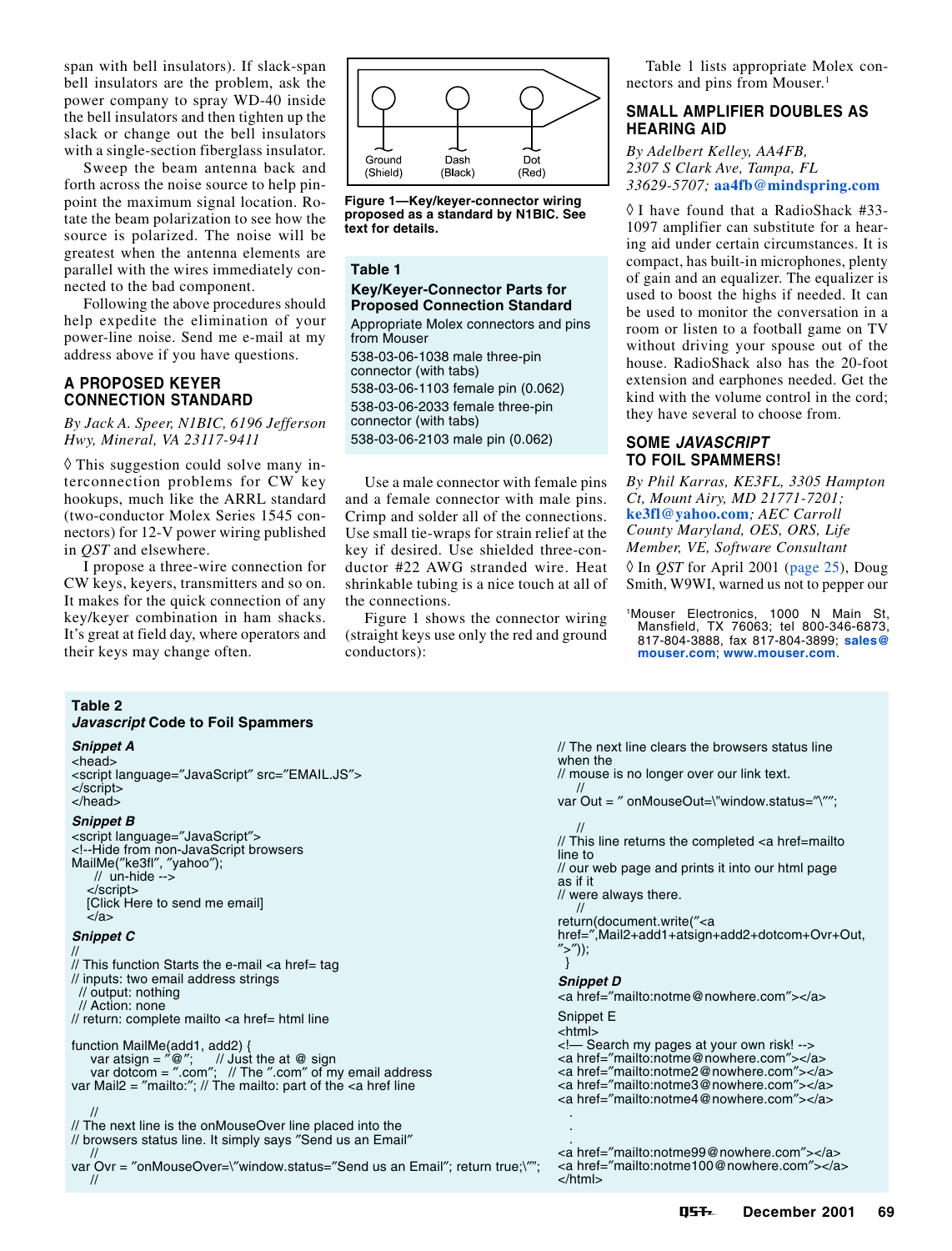span with bell insulators). If slack-span bell insulators are the problem, ask the power company to spray WD-40 inside the bell insulators and then tighten up the slack or change out the bell insulators with a single-section fiberglass insulator.

Sweep the beam antenna back and forth across the noise source to help pinpoint the maximum signal location. Rotate the beam polarization to see how the source is polarized. The noise will be greatest when the antenna elements are parallel with the wires immediately connected to the bad component.

Following the above procedures should help expedite the elimination of your power-line noise. Send me e-mail at my address above if you have questions.

## A PROPOSED KEYER CONNECTION STANDARD

*By Jack A. Speer, N1BIC, 6196 Jefferson Hwy, Mineral, VA 23117-9411*

◊ This suggestion could solve many interconnection problems for CW key hookups, much like the ARRL standard (two-conductor Molex Series 1545 connectors) for 12-V power wiring published in *QST* and elsewhere.

I propose a three-wire connection for CW keys, keyers, transmitters and so on. It makes for the quick connection of any key/keyer combination in ham shacks. It's great at field day, where operators and their keys may change often.

Ground (Shield)
Dash (Black)
Dot (Red)

**Figure 1—Key/keyer-connector wiring proposed as a standard by N1BIC. See text for details.**

**Table 1**
**Key/Keyer-Connector Parts for Proposed Connection Standard**

| |
|---|
| Appropriate Molex connectors and pins from Mouser |
| 538-03-06-1038 male three-pin connector (with tabs) |
| 538-03-06-1103 female pin (0.062) |
| 538-03-06-2033 female three-pin connector (with tabs) |
| 538-03-06-2103 male pin (0.062) |

Use a male connector with female pins and a female connector with male pins. Crimp and solder all of the connections. Use small tie-wraps for strain relief at the key if desired. Use shielded three-conductor #22 AWG stranded wire. Heat shrinkable tubing is a nice touch at all of the connections.

Figure 1 shows the connector wiring (straight keys use only the red and ground conductors):

Table 1 lists appropriate Molex connectors and pins from Mouser.[1]

## SMALL AMPLIFIER DOUBLES AS HEARING AID

*By Adelbert Kelley, AA4FB, 2307 S Clark Ave, Tampa, FL 33629-5707;* **aa4fb@mindspring.com**

◊ I have found that a RadioShack #33-1097 amplifier can substitute for a hearing aid under certain circumstances. It is compact, has built-in microphones, plenty of gain and an equalizer. The equalizer is used to boost the highs if needed. It can be used to monitor the conversation in a room or listen to a football game on TV without driving your spouse out of the house. RadioShack also has the 20-foot extension and earphones needed. Get the kind with the volume control in the cord; they have several to choose from.

## SOME *JAVASCRIPT* TO FOIL SPAMMERS!

*By Phil Karras, KE3FL, 3305 Hampton Ct, Mount Airy, MD 21771-7201;* **ke3fl@yahoo.com***; AEC Carroll County Maryland, OES, ORS, Life Member, VE, Software Consultant*

◊ In *QST* for April 2001 (page 25), Doug Smith, W9WI, warned us not to pepper our

[1]Mouser Electronics, 1000 N Main St, Mansfield, TX 76063; tel 800-346-6873, 817-804-3888, fax 817-804-3899; **sales@mouser.com**; **www.mouser.com**.

**Table 2**
***Javascript* Code to Foil Spammers**

***Snippet A***

```
<head>
<script language="JavaScript" src="EMAIL.JS">
</script>
</head>
```

***Snippet B***

```
<script language="JavaScript">
<!--Hide from non-JavaScript browsers
MailMe("ke3fl", "yahoo");
    // un-hide -->
    </script>
    [Click Here to send me email]
    </a>
```

***Snippet C***

```
//
// This function Starts the e-mail <a href= tag
// inputs: two email address strings
  // output: nothing
  // Action: none
// return: complete mailto <a href= html line

function MailMe(add1, add2) {
    var atsign = "@";     // Just the at @ sign
    var dotcom = ".com";  // The ".com" of my email address
var Mail2 = "mailto:"; // The mailto: part of the <a href line

    //
// The next line is the onMouseOver line placed into the
// browsers status line. It simply says "Send us an Email"
    //
var Ovr = "onMouseOver=\"window.status="Send us an Email"; return true;\"";
    //
// The next line clears the browsers status line when the
// mouse is no longer over our link text.
    //
var Out = " onMouseOut=\"window.status=\"\"";

    //
// This line returns the completed <a href=mailto line to
// our web page and prints it into our html page as if it
// were always there.
    //
return(document.write("<a href=",Mail2+add1+atsign+add2+dotcom+Ovr+Out, ">"));
  }
```

***Snippet D***

```
<a href="mailto:notme@nowhere.com"></a>
```

Snippet E

```
<html>
<!— Search my pages at your own risk! -->
<a href="mailto:notme@nowhere.com"></a>
<a href="mailto:notme2@nowhere.com"></a>
<a href="mailto:notme3@nowhere.com"></a>
<a href="mailto:notme4@nowhere.com"></a>
 .
 .
 .
<a href="mailto:notme99@nowhere.com"></a>
<a href="mailto:notme100@nowhere.com"></a>
</html>
```